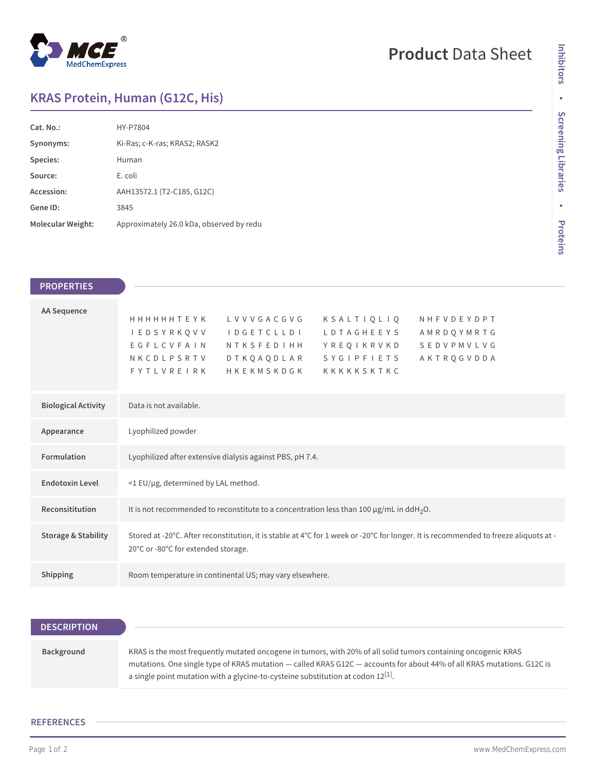# Product Data Sheet

## KRAS Protein, Human (G12C, His)

| | |
|---|---|
| **Cat. No.:** | HY-P7804 |
| **Synonyms:** | Ki-Ras; c-K-ras; KRAS2; RASK2 |
| **Species:** | Human |
| **Source:** | E. coli |
| **Accession:** | AAH13572.1 (T2-C185, G12C) |
| **Gene ID:** | 3845 |
| **Molecular Weight:** | Approximately 26.0 kDa, observed by redu |

## PROPERTIES

| | |
|---|---|
| **AA Sequence** | HHHHHHTEYK LVVVGACGVG KSALTIQLIQ NHFVDEYDPT IEDSYRKQVV IDGETCLLDI LDTAGHEEYS AMRDQYMRTG EGFLCVFAIN NTKSFEDIHH YREQIKRVKD SEDVPMVLVG NKCDLPSRTV DTKQAQDLAR SYGIPFIETS AKTRQGVDDA FYTLVREIRK HKEKMSKDGK KKKKKSKTKC |
| **Biological Activity** | Data is not available. |
| **Appearance** | Lyophilized powder |
| **Formulation** | Lyophilized after extensive dialysis against PBS, pH 7.4. |
| **Endotoxin Level** | <1 EU/μg, determined by LAL method. |
| **Reconsititution** | It is not recommended to reconstitute to a concentration less than 100 μg/mL in $ddH_2O$. |
| **Storage & Stability** | Stored at -20°C. After reconstitution, it is stable at 4°C for 1 week or -20°C for longer. It is recommended to freeze aliquots at -20°C or -80°C for extended storage. |
| **Shipping** | Room temperature in continental US; may vary elsewhere. |

## DESCRIPTION

| | |
|---|---|
| **Background** | KRAS is the most frequently mutated oncogene in tumors, with 20% of all solid tumors containing oncogenic KRAS mutations. One single type of KRAS mutation — called KRAS G12C — accounts for about 44% of all KRAS mutations. G12C is a single point mutation with a glycine-to-cysteine substitution at codon 12[1]. |

## REFERENCES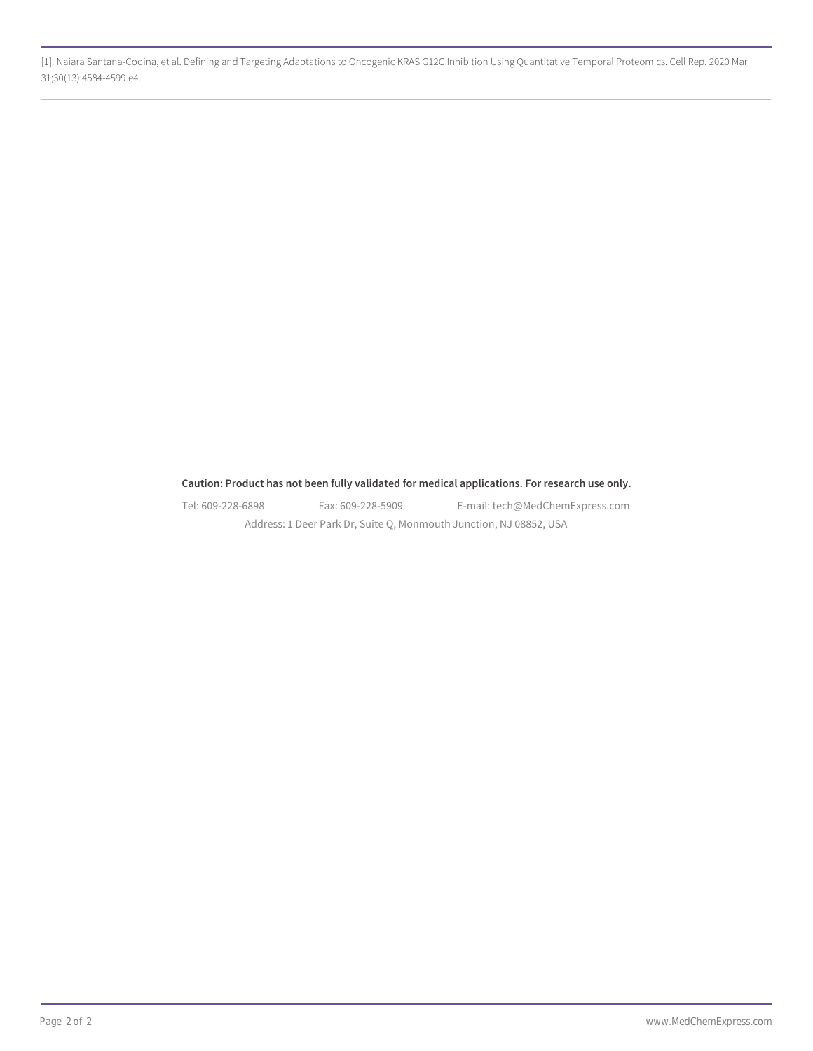[1]. Naiara Santana-Codina, et al. Defining and Targeting Adaptations to Oncogenic KRAS G12C Inhibition Using Quantitative Temporal Proteomics. Cell Rep. 2020 Mar 31;30(13):4584-4599.e4.

**Caution: Product has not been fully validated for medical applications. For research use only.**

Tel: 609-228-6898 Fax: 609-228-5909 E-mail: tech@MedChemExpress.com

Address: 1 Deer Park Dr, Suite Q, Monmouth Junction, NJ 08852, USA